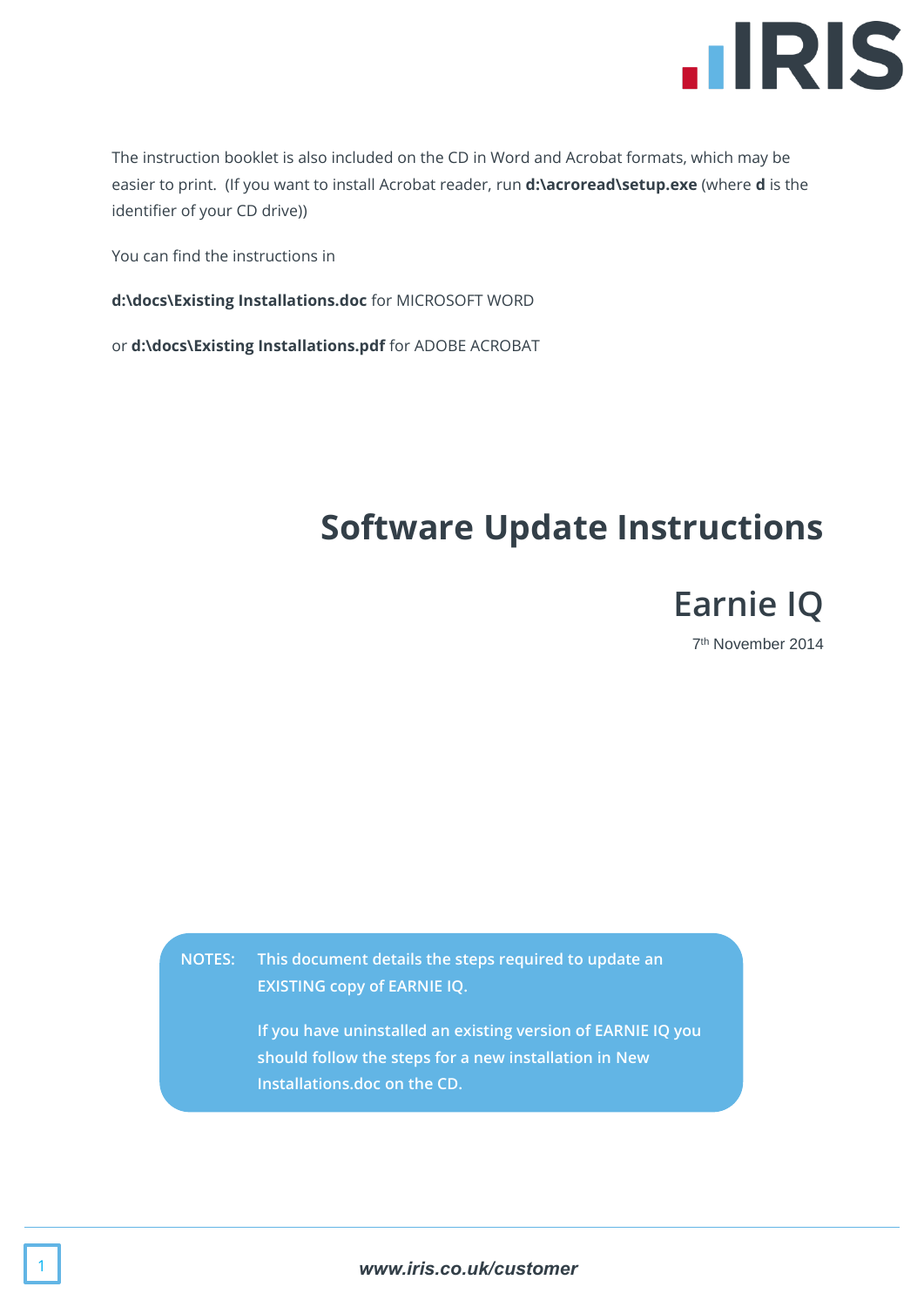The instruction booklet is also included on the CD in Word and Acrobat formats, which may be easier to print. (If you want to install Acrobat reader, run **d:\acroread\setup.exe** (where **d** is the identifier of your CD drive))

You can find the instructions in

**d:\docs\Existing Installations.doc** for MICROSOFT WORD

or **d:\docs\Existing Installations.pdf** for ADOBE ACROBAT

# Software Update Instructions

## Earnie IQ

7th November 2014

**NOTES:** **This document details the steps required to update an EXISTING copy of EARNIE IQ.**

**If you have uninstalled an existing version of EARNIE IQ you should follow the steps for a new installation in New Installations.doc on the CD.**

***www.iris.co.uk/customer***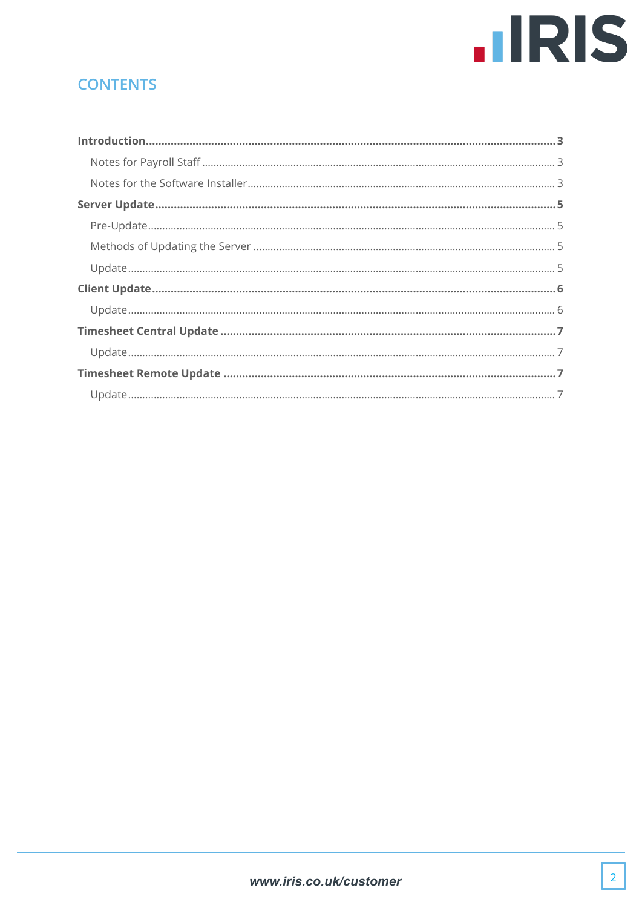## CONTENTS

**Introduction** .......... **3**

- Notes for Payroll Staff .......... 3
- Notes for the Software Installer .......... 3

**Server Update** .......... **5**

- Pre-Update .......... 5
- Methods of Updating the Server .......... 5
- Update .......... 5

**Client Update** .......... **6**

- Update .......... 6

**Timesheet Central Update** .......... **7**

- Update .......... 7

**Timesheet Remote Update** .......... **7**

- Update .......... 7

*www.iris.co.uk/customer*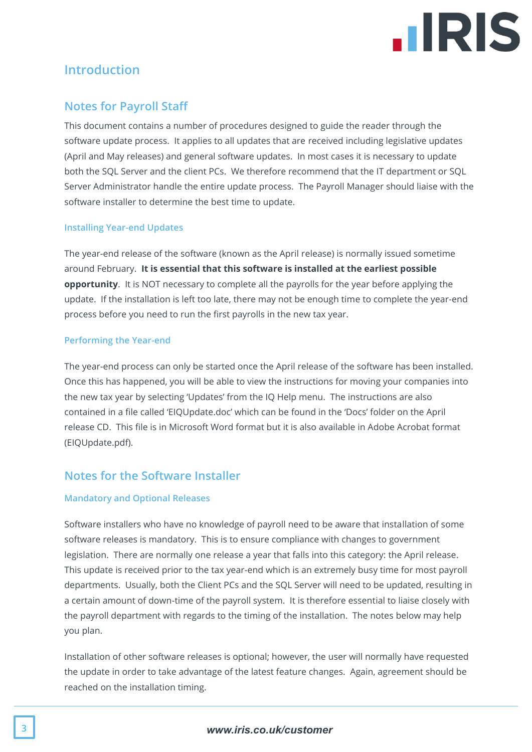# Introduction

## Notes for Payroll Staff

This document contains a number of procedures designed to guide the reader through the software update process. It applies to all updates that are received including legislative updates (April and May releases) and general software updates. In most cases it is necessary to update both the SQL Server and the client PCs. We therefore recommend that the IT department or SQL Server Administrator handle the entire update process. The Payroll Manager should liaise with the software installer to determine the best time to update.

### Installing Year-end Updates

The year-end release of the software (known as the April release) is normally issued sometime around February. **It is essential that this software is installed at the earliest possible opportunity**. It is NOT necessary to complete all the payrolls for the year before applying the update. If the installation is left too late, there may not be enough time to complete the year-end process before you need to run the first payrolls in the new tax year.

### Performing the Year-end

The year-end process can only be started once the April release of the software has been installed. Once this has happened, you will be able to view the instructions for moving your companies into the new tax year by selecting 'Updates' from the IQ Help menu. The instructions are also contained in a file called 'EIQUpdate.doc' which can be found in the 'Docs' folder on the April release CD. This file is in Microsoft Word format but it is also available in Adobe Acrobat format (EIQUpdate.pdf).

## Notes for the Software Installer

### Mandatory and Optional Releases

Software installers who have no knowledge of payroll need to be aware that installation of some software releases is mandatory. This is to ensure compliance with changes to government legislation. There are normally one release a year that falls into this category: the April release. This update is received prior to the tax year-end which is an extremely busy time for most payroll departments. Usually, both the Client PCs and the SQL Server will need to be updated, resulting in a certain amount of down-time of the payroll system. It is therefore essential to liaise closely with the payroll department with regards to the timing of the installation. The notes below may help you plan.

Installation of other software releases is optional; however, the user will normally have requested the update in order to take advantage of the latest feature changes. Again, agreement should be reached on the installation timing.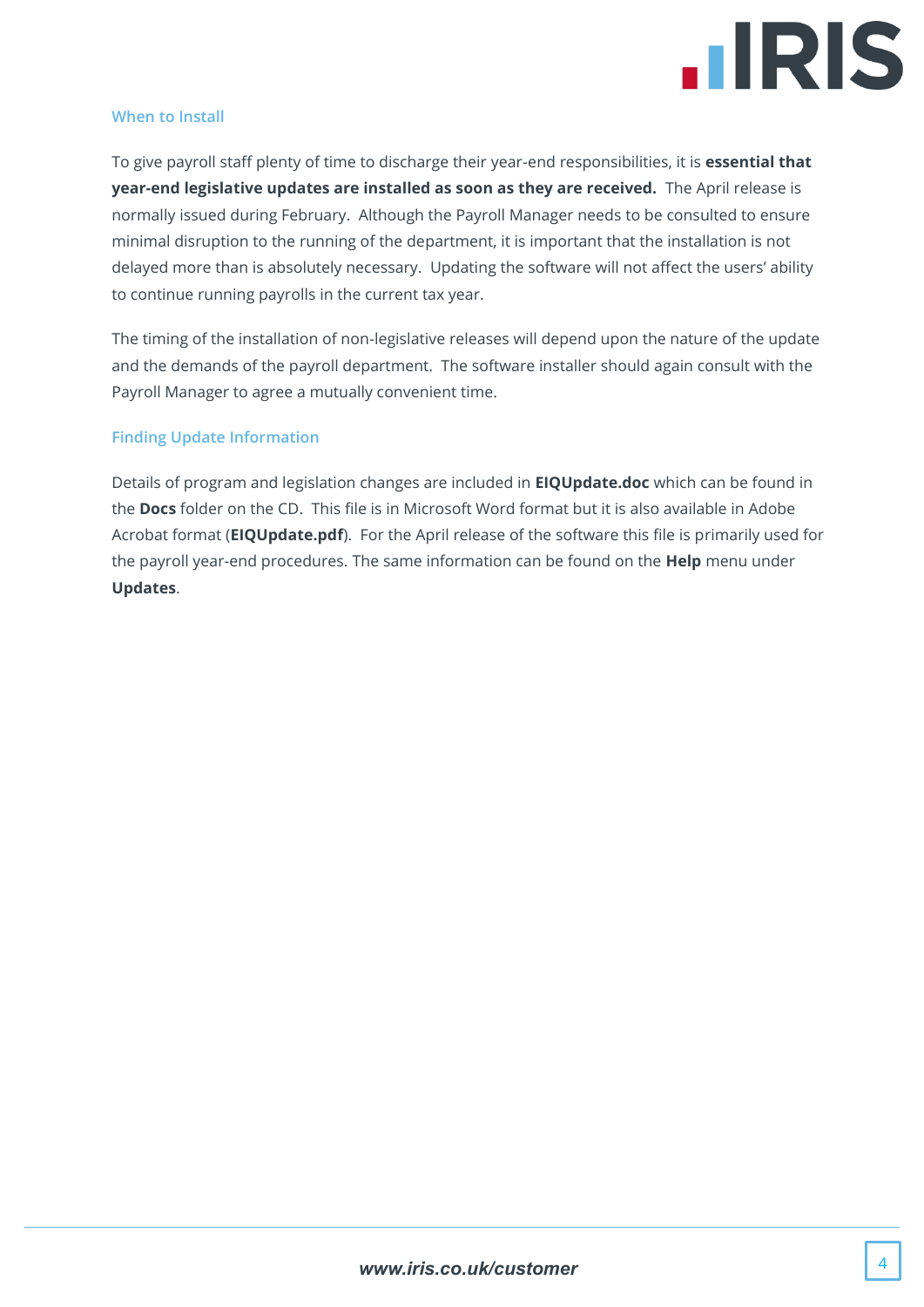### When to Install

To give payroll staff plenty of time to discharge their year-end responsibilities, it is **essential that year-end legislative updates are installed as soon as they are received.** The April release is normally issued during February. Although the Payroll Manager needs to be consulted to ensure minimal disruption to the running of the department, it is important that the installation is not delayed more than is absolutely necessary. Updating the software will not affect the users' ability to continue running payrolls in the current tax year.

The timing of the installation of non-legislative releases will depend upon the nature of the update and the demands of the payroll department. The software installer should again consult with the Payroll Manager to agree a mutually convenient time.

### Finding Update Information

Details of program and legislation changes are included in **EIQUpdate.doc** which can be found in the **Docs** folder on the CD. This file is in Microsoft Word format but it is also available in Adobe Acrobat format (**EIQUpdate.pdf**). For the April release of the software this file is primarily used for the payroll year-end procedures. The same information can be found on the **Help** menu under **Updates**.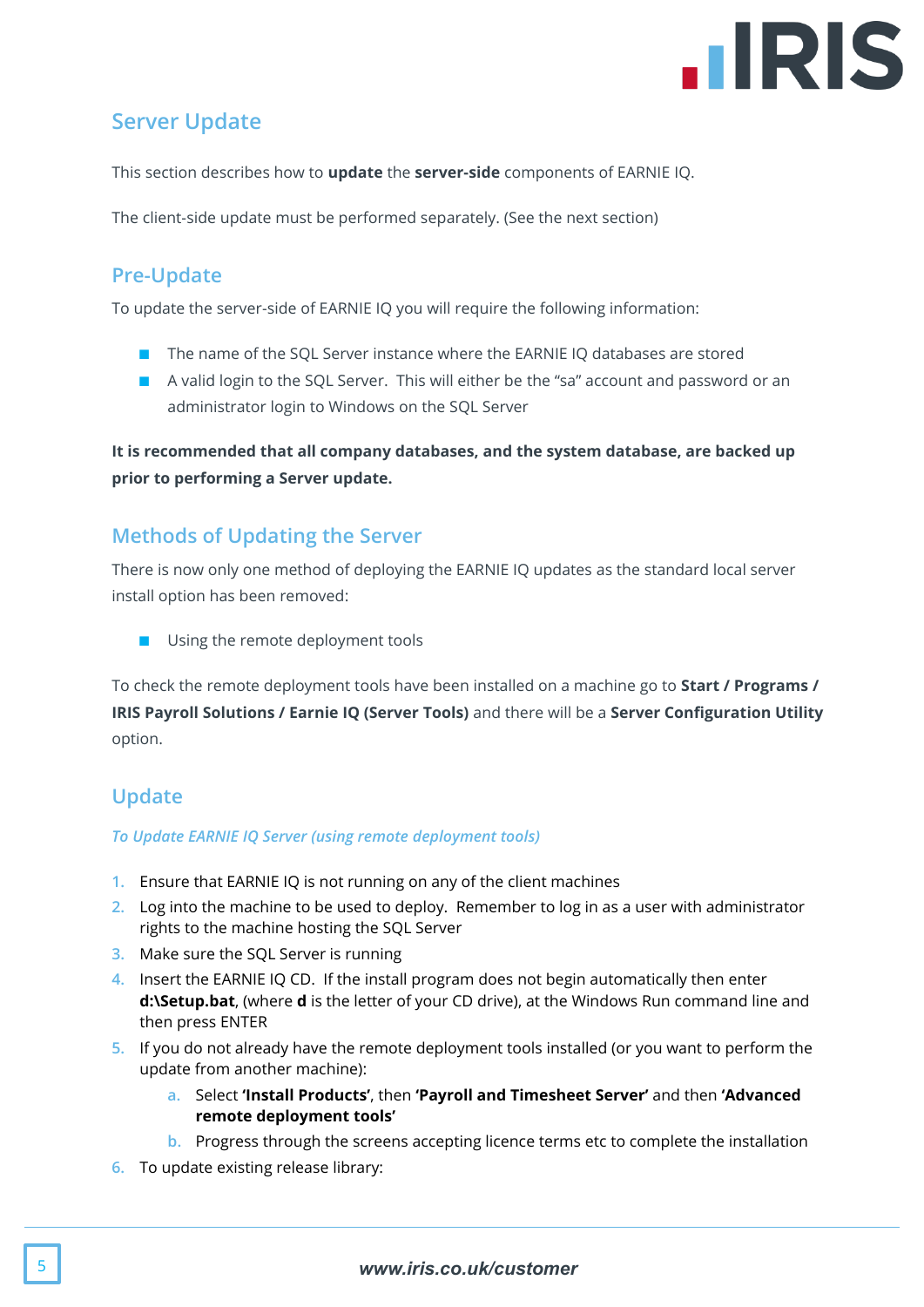## Server Update

This section describes how to **update** the **server-side** components of EARNIE IQ.

The client-side update must be performed separately. (See the next section)

## Pre-Update

To update the server-side of EARNIE IQ you will require the following information:

- The name of the SQL Server instance where the EARNIE IQ databases are stored
- A valid login to the SQL Server. This will either be the "sa" account and password or an administrator login to Windows on the SQL Server

**It is recommended that all company databases, and the system database, are backed up prior to performing a Server update.**

## Methods of Updating the Server

There is now only one method of deploying the EARNIE IQ updates as the standard local server install option has been removed:

- Using the remote deployment tools

To check the remote deployment tools have been installed on a machine go to **Start / Programs / IRIS Payroll Solutions / Earnie IQ (Server Tools)** and there will be a **Server Configuration Utility** option.

## Update

*To Update EARNIE IQ Server (using remote deployment tools)*

1. Ensure that EARNIE IQ is not running on any of the client machines
2. Log into the machine to be used to deploy. Remember to log in as a user with administrator rights to the machine hosting the SQL Server
3. Make sure the SQL Server is running
4. Insert the EARNIE IQ CD. If the install program does not begin automatically then enter **d:\Setup.bat**, (where **d** is the letter of your CD drive), at the Windows Run command line and then press ENTER
5. If you do not already have the remote deployment tools installed (or you want to perform the update from another machine):
   a. Select **'Install Products'**, then **'Payroll and Timesheet Server'** and then **'Advanced remote deployment tools'**
   b. Progress through the screens accepting licence terms etc to complete the installation
6. To update existing release library: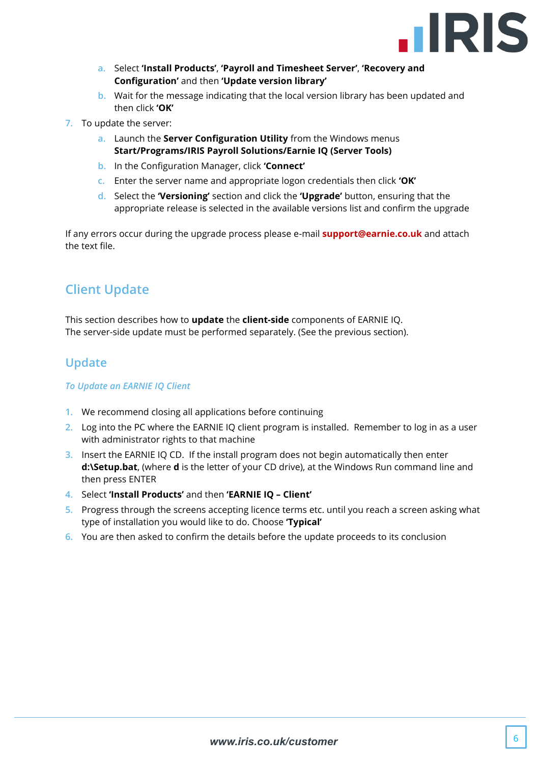a. Select **'Install Products'**, **'Payroll and Timesheet Server'**, **'Recovery and Configuration'** and then **'Update version library'**
   b. Wait for the message indicating that the local version library has been updated and then click **'OK'**

7. To update the server:
   a. Launch the **Server Configuration Utility** from the Windows menus **Start/Programs/IRIS Payroll Solutions/Earnie IQ (Server Tools)**
   b. In the Configuration Manager, click **'Connect'**
   c. Enter the server name and appropriate logon credentials then click **'OK'**
   d. Select the **'Versioning'** section and click the **'Upgrade'** button, ensuring that the appropriate release is selected in the available versions list and confirm the upgrade

If any errors occur during the upgrade process please e-mail **support@earnie.co.uk** and attach the text file.

## Client Update

This section describes how to **update** the **client-side** components of EARNIE IQ.
The server-side update must be performed separately. (See the previous section).

### Update

*To Update an EARNIE IQ Client*

1. We recommend closing all applications before continuing
2. Log into the PC where the EARNIE IQ client program is installed. Remember to log in as a user with administrator rights to that machine
3. Insert the EARNIE IQ CD. If the install program does not begin automatically then enter **d:\Setup.bat**, (where **d** is the letter of your CD drive), at the Windows Run command line and then press ENTER
4. Select **'Install Products'** and then **'EARNIE IQ – Client'**
5. Progress through the screens accepting licence terms etc. until you reach a screen asking what type of installation you would like to do. Choose **'Typical'**
6. You are then asked to confirm the details before the update proceeds to its conclusion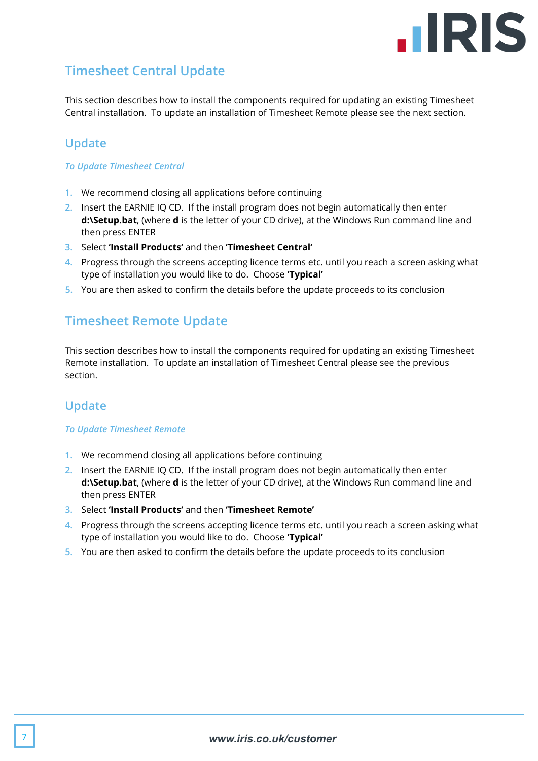## Timesheet Central Update

This section describes how to install the components required for updating an existing Timesheet Central installation. To update an installation of Timesheet Remote please see the next section.

### Update

*To Update Timesheet Central*

1. We recommend closing all applications before continuing
2. Insert the EARNIE IQ CD. If the install program does not begin automatically then enter **d:\Setup.bat**, (where **d** is the letter of your CD drive), at the Windows Run command line and then press ENTER
3. Select **'Install Products'** and then **'Timesheet Central'**
4. Progress through the screens accepting licence terms etc. until you reach a screen asking what type of installation you would like to do. Choose **'Typical'**
5. You are then asked to confirm the details before the update proceeds to its conclusion

## Timesheet Remote Update

This section describes how to install the components required for updating an existing Timesheet Remote installation. To update an installation of Timesheet Central please see the previous section.

### Update

*To Update Timesheet Remote*

1. We recommend closing all applications before continuing
2. Insert the EARNIE IQ CD. If the install program does not begin automatically then enter **d:\Setup.bat**, (where **d** is the letter of your CD drive), at the Windows Run command line and then press ENTER
3. Select **'Install Products'** and then **'Timesheet Remote'**
4. Progress through the screens accepting licence terms etc. until you reach a screen asking what type of installation you would like to do. Choose **'Typical'**
5. You are then asked to confirm the details before the update proceeds to its conclusion